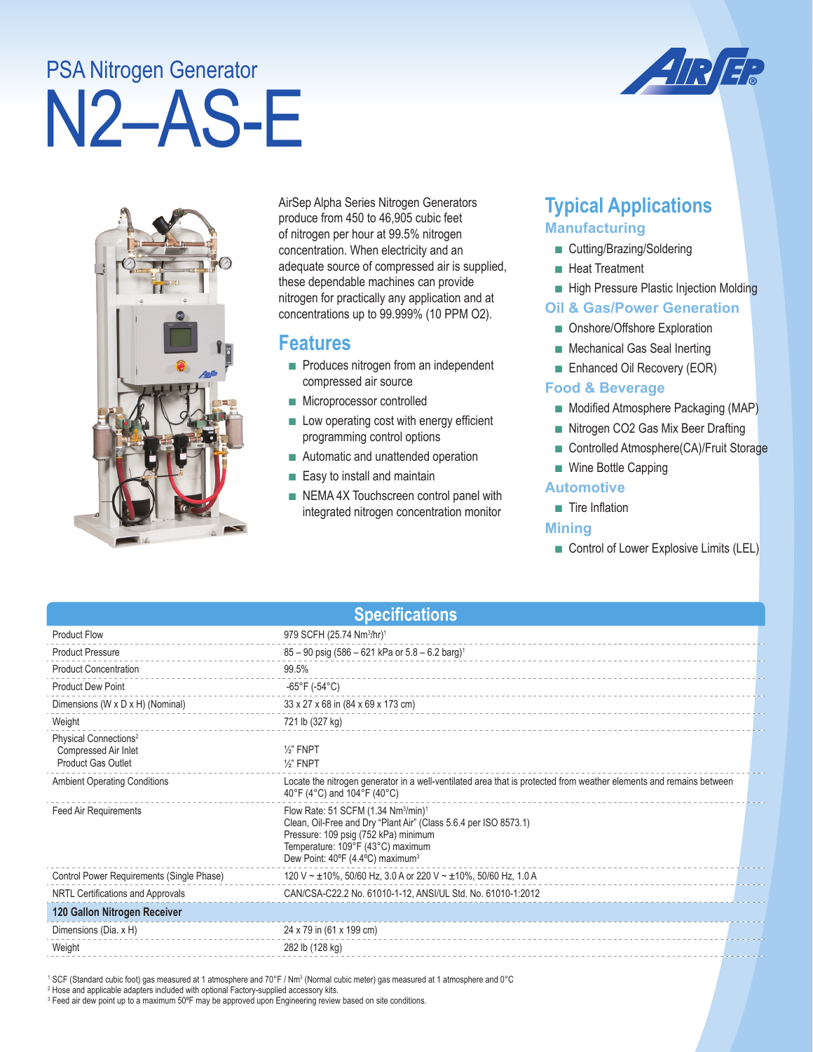PSA Nitrogen Generator

# N2–AS-E

AirSep Alpha Series Nitrogen Generators produce from 450 to 46,905 cubic feet of nitrogen per hour at 99.5% nitrogen concentration. When electricity and an adequate source of compressed air is supplied, these dependable machines can provide nitrogen for practically any application and at concentrations up to 99.999% (10 PPM O2).

## Features

- Produces nitrogen from an independent compressed air source
- Microprocessor controlled
- Low operating cost with energy efficient programming control options
- Automatic and unattended operation
- Easy to install and maintain
- NEMA 4X Touchscreen control panel with integrated nitrogen concentration monitor

## Typical Applications

### Manufacturing

- Cutting/Brazing/Soldering
- Heat Treatment
- High Pressure Plastic Injection Molding

### Oil & Gas/Power Generation

- Onshore/Offshore Exploration
- Mechanical Gas Seal Inerting
- Enhanced Oil Recovery (EOR)

### Food & Beverage

- Modified Atmosphere Packaging (MAP)
- Nitrogen CO2 Gas Mix Beer Drafting
- Controlled Atmosphere(CA)/Fruit Storage
- Wine Bottle Capping

### Automotive

- Tire Inflation

### Mining

- Control of Lower Explosive Limits (LEL)

## Specifications

| | |
|---|---|
| Product Flow | 979 SCFH (25.74 Nm³/hr)[1] |
| Product Pressure | 85 – 90 psig (586 – 621 kPa or 5.8 – 6.2 barg)[1] |
| Product Concentration | 99.5% |
| Product Dew Point | -65°F (-54°C) |
| Dimensions (W x D x H) (Nominal) | 33 x 27 x 68 in (84 x 69 x 173 cm) |
| Weight | 721 lb (327 kg) |
| Physical Connections[2]<br>Compressed Air Inlet<br>Product Gas Outlet | <br>½" FNPT<br>½" FNPT |
| Ambient Operating Conditions | Locate the nitrogen generator in a well-ventilated area that is protected from weather elements and remains between 40°F (4°C) and 104°F (40°C) |
| Feed Air Requirements | Flow Rate: 51 SCFM (1.34 Nm³/min)[1]<br>Clean, Oil-Free and Dry "Plant Air" (Class 5.6.4 per ISO 8573.1)<br>Pressure: 109 psig (752 kPa) minimum<br>Temperature: 109°F (43°C) maximum<br>Dew Point: 40ºF (4.4ºC) maximum[3] |
| Control Power Requirements (Single Phase) | 120 V ~ ±10%, 50/60 Hz, 3.0 A or 220 V ~ ±10%, 50/60 Hz, 1.0 A |
| NRTL Certifications and Approvals | CAN/CSA-C22.2 No. 61010-1-12, ANSI/UL Std. No. 61010-1:2012 |
| **120 Gallon Nitrogen Receiver** | |
| Dimensions (Dia. x H) | 24 x 79 in (61 x 199 cm) |
| Weight | 282 lb (128 kg) |

[1] SCF (Standard cubic foot) gas measured at 1 atmosphere and 70°F / Nm³ (Normal cubic meter) gas measured at 1 atmosphere and 0°C
[2] Hose and applicable adapters included with optional Factory-supplied accessory kits.
[3] Feed air dew point up to a maximum 50ºF may be approved upon Engineering review based on site conditions.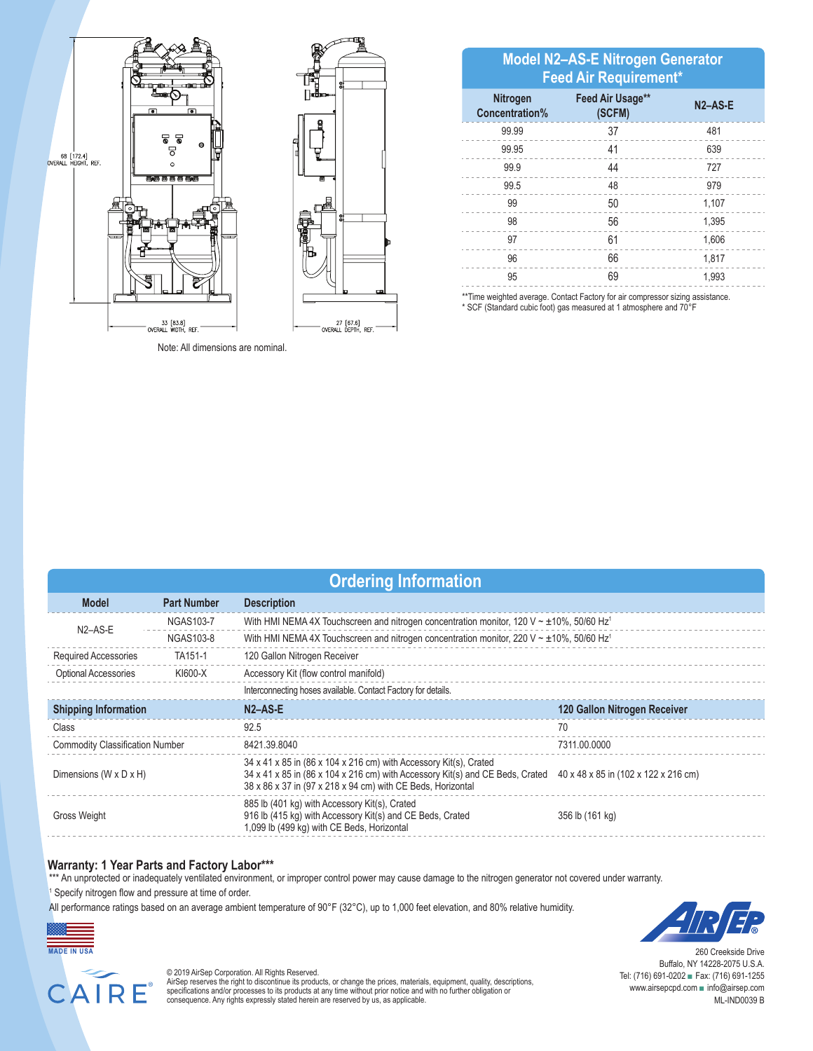68 [172.4]
OVERALL HEIGHT, REF.

33 [83.8]
OVERALL WIDTH, REF.

27 [67.6]
OVERALL DEPTH, REF.

Note: All dimensions are nominal.

## Model N2–AS-E Nitrogen Generator Feed Air Requirement*

| Nitrogen Concentration% | Feed Air Usage** (SCFM) | N2-AS-E |
|---|---|---|
| 99.99 | 37 | 481 |
| 99.95 | 41 | 639 |
| 99.9 | 44 | 727 |
| 99.5 | 48 | 979 |
| 99 | 50 | 1,107 |
| 98 | 56 | 1,395 |
| 97 | 61 | 1,606 |
| 96 | 66 | 1,817 |
| 95 | 69 | 1,993 |

**Time weighted average. Contact Factory for air compressor sizing assistance.
* SCF (Standard cubic foot) gas measured at 1 atmosphere and 70°F

## Ordering Information

| Model | Part Number | Description | |
|---|---|---|---|
| N2–AS-E | NGAS103-7 | With HMI NEMA 4X Touchscreen and nitrogen concentration monitor, 120 V ~ ±10%, 50/60 Hz[1] | |
| | NGAS103-8 | With HMI NEMA 4X Touchscreen and nitrogen concentration monitor, 220 V ~ ±10%, 50/60 Hz[1] | |
| Required Accessories | TA151-1 | 120 Gallon Nitrogen Receiver | |
| Optional Accessories | KI600-X | Accessory Kit (flow control manifold) | |
| | | Interconnecting hoses available. Contact Factory for details. | |
| **Shipping Information** | | **N2–AS-E** | **120 Gallon Nitrogen Receiver** |
| Class | | 92.5 | 70 |
| Commodity Classification Number | | 8421.39.8040 | 7311.00.0000 |
| Dimensions (W x D x H) | | 34 x 41 x 85 in (86 x 104 x 216 cm) with Accessory Kit(s), Crated<br>34 x 41 x 85 in (86 x 104 x 216 cm) with Accessory Kit(s) and CE Beds, Crated<br>38 x 86 x 37 in (97 x 218 x 94 cm) with CE Beds, Horizontal | 40 x 48 x 85 in (102 x 122 x 216 cm) |
| Gross Weight | | 885 lb (401 kg) with Accessory Kit(s), Crated<br>916 lb (415 kg) with Accessory Kit(s) and CE Beds, Crated<br>1,099 lb (499 kg) with CE Beds, Horizontal | 356 lb (161 kg) |

**Warranty: 1 Year Parts and Factory Labor*****

*** An unprotected or inadequately ventilated environment, or improper control power may cause damage to the nitrogen generator not covered under warranty.

[1] Specify nitrogen flow and pressure at time of order.

All performance ratings based on an average ambient temperature of 90°F (32°C), up to 1,000 feet elevation, and 80% relative humidity.

MADE IN USA

CAIRE®

© 2019 AirSep Corporation. All Rights Reserved.
AirSep reserves the right to discontinue its products, or change the prices, materials, equipment, quality, descriptions, specifications and/or processes to its products at any time without prior notice and with no further obligation or consequence. Any rights expressly stated herein are reserved by us, as applicable.

AIRSEP®

260 Creekside Drive
Buffalo, NY 14228-2075 U.S.A.
Tel: (716) 691-0202 ■ Fax: (716) 691-1255
www.airsepcpd.com ■ info@airsep.com
ML-IND0039 B